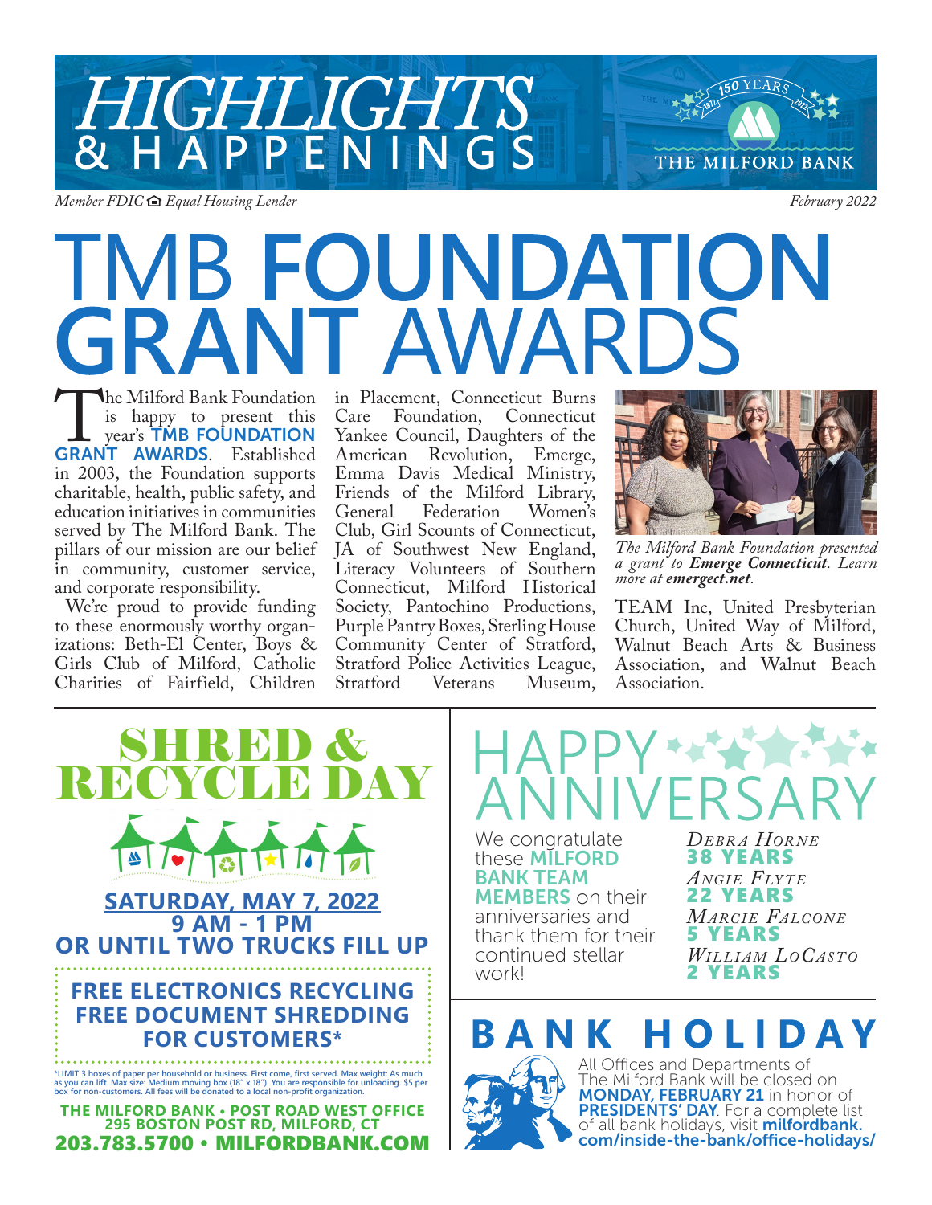# HIGHLIGHTS & HAPPENINGS

THE MILFORD BANK — 150 YEARS 1872–2022

*Member FDIC Equal Housing Lender*

*February 2022*

# TMB FOUNDATION GRANT AWARDS

The Milford Bank Foundation is happy to present this year's **TMB FOUNDATION GRANT AWARDS**. Established in 2003, the Foundation supports charitable, health, public safety, and education initiatives in communities served by The Milford Bank. The pillars of our mission are our belief in community, customer service, and corporate responsibility.

We're proud to provide funding to these enormously worthy organizations: Beth-El Center, Boys & Girls Club of Milford, Catholic Charities of Fairfield, Children in Placement, Connecticut Burns Care Foundation, Connecticut Yankee Council, Daughters of the American Revolution, Emerge, Emma Davis Medical Ministry, Friends of the Milford Library, General Federation Women's Club, Girl Scouts of Connecticut, JA of Southwest New England, Literacy Volunteers of Southern Connecticut, Milford Historical Society, Pantochino Productions, Purple Pantry Boxes, Sterling House Community Center of Stratford, Stratford Police Activities League, Stratford Veterans Museum, TEAM Inc, United Presbyterian Church, United Way of Milford, Walnut Beach Arts & Business Association, and Walnut Beach Association.

*The Milford Bank Foundation presented a grant to **Emerge Connecticut**. Learn more at **emergect.net**.*

## SHRED & RECYCLE DAY

**SATURDAY, MAY 7, 2022**
**9 AM - 1 PM**
**OR UNTIL TWO TRUCKS FILL UP**

**FREE ELECTRONICS RECYCLING**
**FREE DOCUMENT SHREDDING FOR CUSTOMERS***

*LIMIT 3 boxes of paper per household or business. First come, first served. Max weight: As much as you can lift. Max size: Medium moving box (18" x 18"). You are responsible for unloading. $5 per box for non-customers. All fees will be donated to a local non-profit organization.

**THE MILFORD BANK • POST ROAD WEST OFFICE**
**295 BOSTON POST RD, MILFORD, CT**
**203.783.5700 • MILFORDBANK.COM**

## HAPPY ANNIVERSARY

We congratulate these **MILFORD BANK TEAM MEMBERS** on their anniversaries and thank them for their continued stellar work!

*Debra Horne*
**38 YEARS**

*Angie Flyte*
**22 YEARS**

*Marcie Falcone*
**5 YEARS**

*William LoCasto*
**2 YEARS**

## BANK HOLIDAY

All Offices and Departments of The Milford Bank will be closed on **MONDAY, FEBRUARY 21** in honor of **PRESIDENTS' DAY**. For a complete list of all bank holidays, visit **milfordbank.com/inside-the-bank/office-holidays/**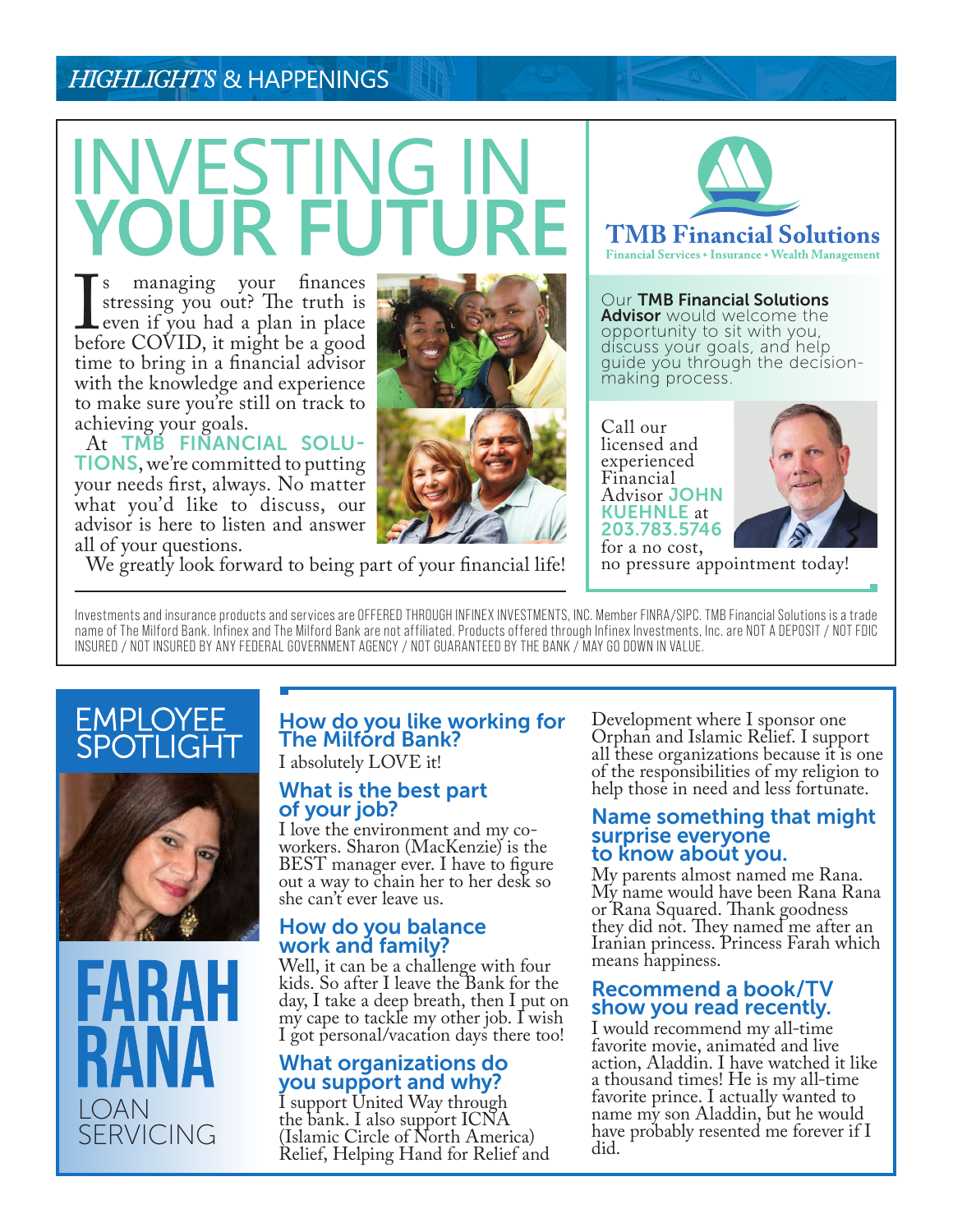*HIGHLIGHTS* & HAPPENINGS

# INVESTING IN YOUR FUTURE

Is managing your finances stressing you out? The truth is even if you had a plan in place before COVID, it might be a good time to bring in a financial advisor with the knowledge and experience to make sure you're still on track to achieving your goals.

At **TMB FINANCIAL SOLUTIONS**, we're committed to putting your needs first, always. No matter what you'd like to discuss, our advisor is here to listen and answer all of your questions.

We greatly look forward to being part of your financial life!

**TMB Financial Solutions**
Financial Services • Insurance • Wealth Management

Our **TMB Financial Solutions Advisor** would welcome the opportunity to sit with you, discuss your goals, and help guide you through the decision-making process.

Call our licensed and experienced Financial Advisor **JOHN KUEHNLE** at **203.783.5746** for a no cost, no pressure appointment today!

Investments and insurance products and services are OFFERED THROUGH INFINEX INVESTMENTS, INC. Member FINRA/SIPC. TMB Financial Solutions is a trade name of The Milford Bank. Infinex and The Milford Bank are not affiliated. Products offered through Infinex Investments, Inc. are NOT A DEPOSIT / NOT FDIC INSURED / NOT INSURED BY ANY FEDERAL GOVERNMENT AGENCY / NOT GUARANTEED BY THE BANK / MAY GO DOWN IN VALUE.

## EMPLOYEE SPOTLIGHT

# FARAH RANA

LOAN SERVICING

### How do you like working for The Milford Bank?

I absolutely LOVE it!

### What is the best part of your job?

I love the environment and my co-workers. Sharon (MacKenzie) is the BEST manager ever. I have to figure out a way to chain her to her desk so she can't ever leave us.

### How do you balance work and family?

Well, it can be a challenge with four kids. So after I leave the Bank for the day, I take a deep breath, then I put on my cape to tackle my other job. I wish I got personal/vacation days there too!

### What organizations do you support and why?

I support United Way through the bank. I also support ICNA (Islamic Circle of North America) Relief, Helping Hand for Relief and Development where I sponsor one Orphan and Islamic Relief. I support all these organizations because it is one of the responsibilities of my religion to help those in need and less fortunate.

### Name something that might surprise everyone to know about you.

My parents almost named me Rana. My name would have been Rana Rana or Rana Squared. Thank goodness they did not. They named me after an Iranian princess. Princess Farah which means happiness.

### Recommend a book/TV show you read recently.

I would recommend my all-time favorite movie, animated and live action, Aladdin. I have watched it like a thousand times! He is my all-time favorite prince. I actually wanted to name my son Aladdin, but he would have probably resented me forever if I did.